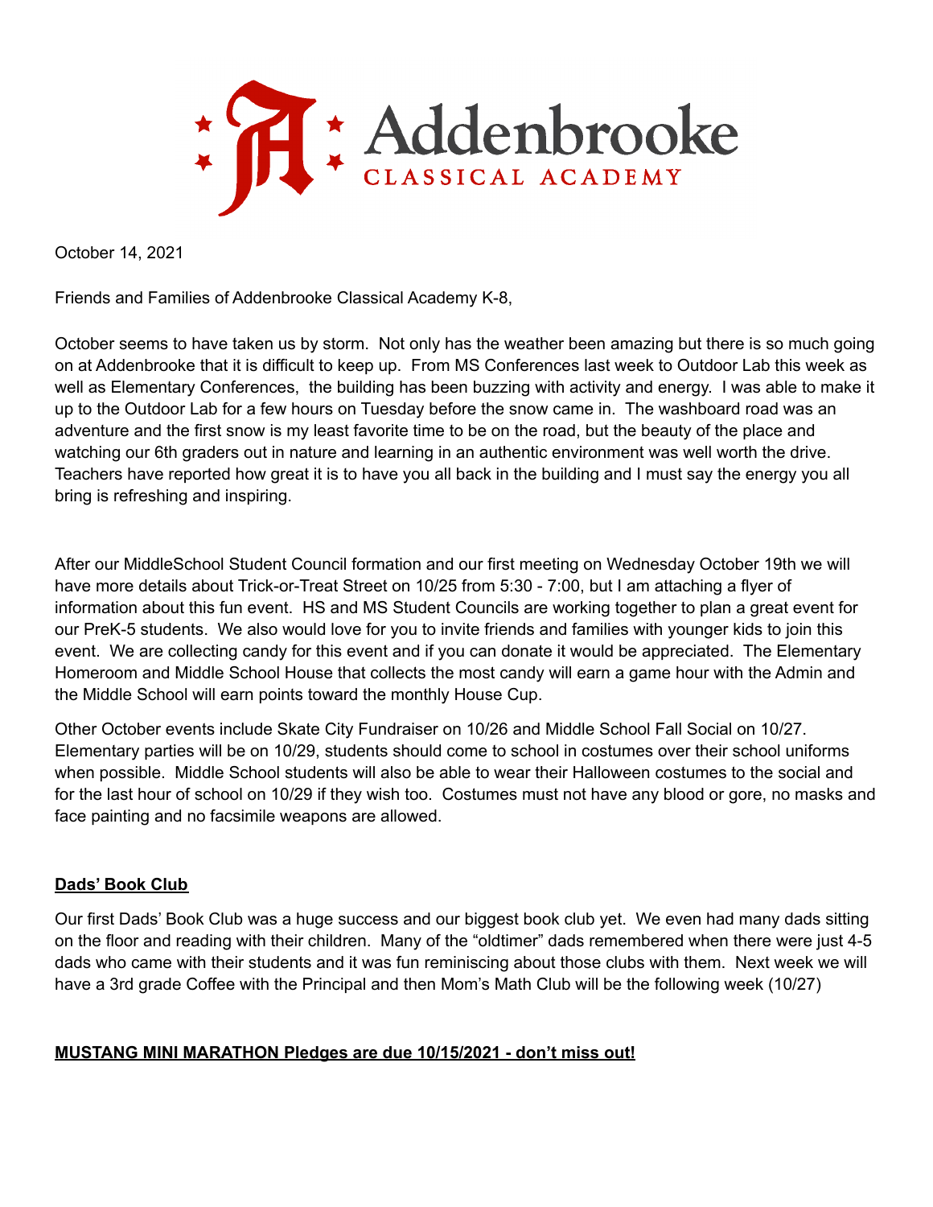# Addenbrooke
## CLASSICAL ACADEMY

October 14, 2021

Friends and Families of Addenbrooke Classical Academy K-8,

October seems to have taken us by storm. Not only has the weather been amazing but there is so much going on at Addenbrooke that it is difficult to keep up. From MS Conferences last week to Outdoor Lab this week as well as Elementary Conferences, the building has been buzzing with activity and energy. I was able to make it up to the Outdoor Lab for a few hours on Tuesday before the snow came in. The washboard road was an adventure and the first snow is my least favorite time to be on the road, but the beauty of the place and watching our 6th graders out in nature and learning in an authentic environment was well worth the drive. Teachers have reported how great it is to have you all back in the building and I must say the energy you all bring is refreshing and inspiring.

After our MiddleSchool Student Council formation and our first meeting on Wednesday October 19th we will have more details about Trick-or-Treat Street on 10/25 from 5:30 - 7:00, but I am attaching a flyer of information about this fun event. HS and MS Student Councils are working together to plan a great event for our PreK-5 students. We also would love for you to invite friends and families with younger kids to join this event. We are collecting candy for this event and if you can donate it would be appreciated. The Elementary Homeroom and Middle School House that collects the most candy will earn a game hour with the Admin and the Middle School will earn points toward the monthly House Cup.

Other October events include Skate City Fundraiser on 10/26 and Middle School Fall Social on 10/27. Elementary parties will be on 10/29, students should come to school in costumes over their school uniforms when possible. Middle School students will also be able to wear their Halloween costumes to the social and for the last hour of school on 10/29 if they wish too. Costumes must not have any blood or gore, no masks and face painting and no facsimile weapons are allowed.

**<u>Dads' Book Club</u>**

Our first Dads' Book Club was a huge success and our biggest book club yet. We even had many dads sitting on the floor and reading with their children. Many of the "oldtimer" dads remembered when there were just 4-5 dads who came with their students and it was fun reminiscing about those clubs with them. Next week we will have a 3rd grade Coffee with the Principal and then Mom's Math Club will be the following week (10/27)

**<u>MUSTANG MINI MARATHON Pledges are due 10/15/2021 - don't miss out!</u>**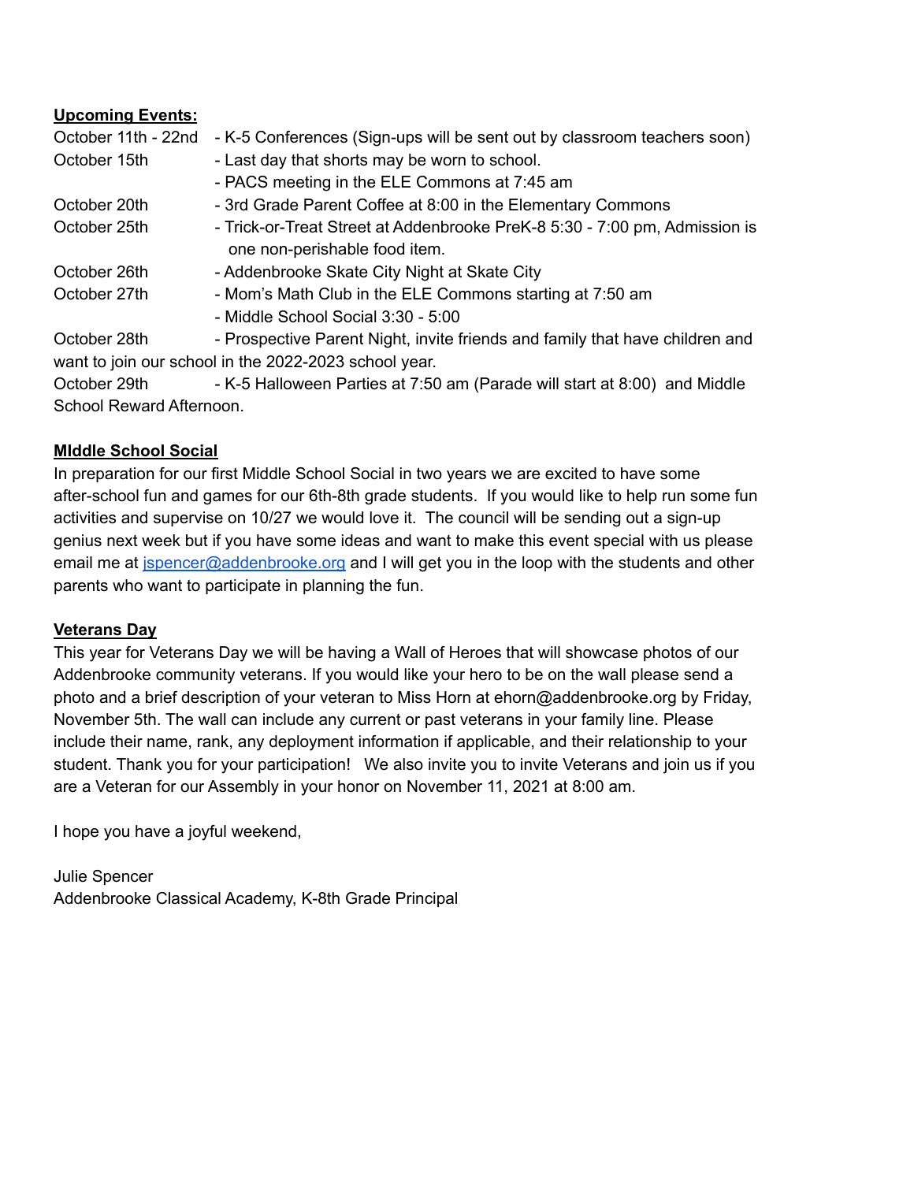**Upcoming Events:**

| | |
|---|---|
| October 11th - 22nd | - K-5 Conferences (Sign-ups will be sent out by classroom teachers soon) |
| October 15th | - Last day that shorts may be worn to school.<br>- PACS meeting in the ELE Commons at 7:45 am |
| October 20th | - 3rd Grade Parent Coffee at 8:00 in the Elementary Commons |
| October 25th | - Trick-or-Treat Street at Addenbrooke PreK-8 5:30 - 7:00 pm, Admission is one non-perishable food item. |
| October 26th | - Addenbrooke Skate City Night at Skate City |
| October 27th | - Mom's Math Club in the ELE Commons starting at 7:50 am<br>- Middle School Social 3:30 - 5:00 |
| October 28th | - Prospective Parent Night, invite friends and family that have children and want to join our school in the 2022-2023 school year. |
| October 29th | - K-5 Halloween Parties at 7:50 am (Parade will start at 8:00) and Middle School Reward Afternoon. |

**MIddle School Social**

In preparation for our first Middle School Social in two years we are excited to have some after-school fun and games for our 6th-8th grade students. If you would like to help run some fun activities and supervise on 10/27 we would love it. The council will be sending out a sign-up genius next week but if you have some ideas and want to make this event special with us please email me at [jspencer@addenbrooke.org](mailto:jspencer@addenbrooke.org) and I will get you in the loop with the students and other parents who want to participate in planning the fun.

**Veterans Day**

This year for Veterans Day we will be having a Wall of Heroes that will showcase photos of our Addenbrooke community veterans. If you would like your hero to be on the wall please send a photo and a brief description of your veteran to Miss Horn at ehorn@addenbrooke.org by Friday, November 5th. The wall can include any current or past veterans in your family line. Please include their name, rank, any deployment information if applicable, and their relationship to your student. Thank you for your participation! We also invite you to invite Veterans and join us if you are a Veteran for our Assembly in your honor on November 11, 2021 at 8:00 am.

I hope you have a joyful weekend,

Julie Spencer
Addenbrooke Classical Academy, K-8th Grade Principal